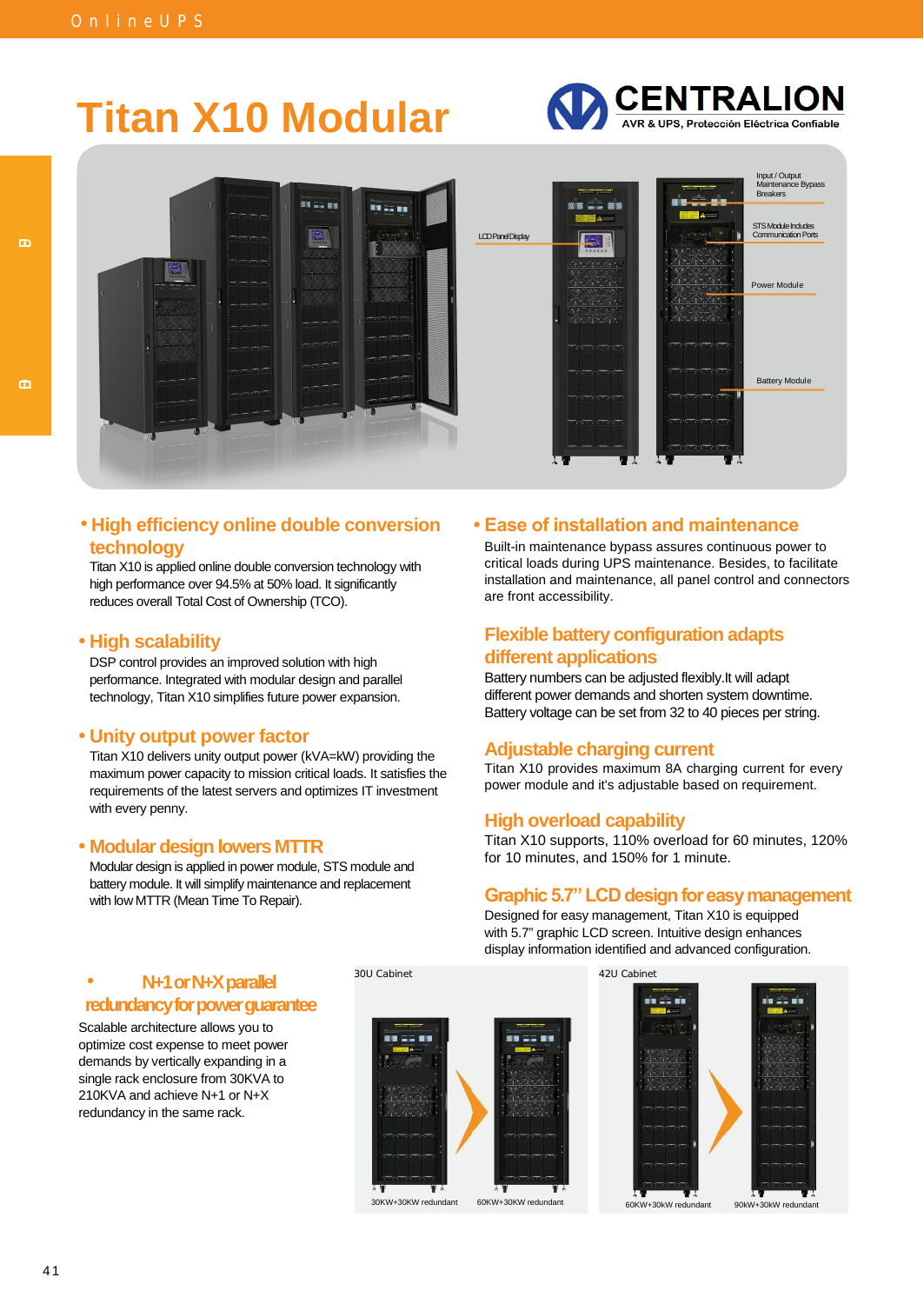# Titan X10 Modular

CENTRALION
AVR & UPS, Protección Eléctrica Confiable

LCD Panel Display

Input / Output Maintenance Bypass Breakers

STS Module Includes Communication Ports

Power Module

Battery Module

## • High efficiency online double conversion technology

Titan X10 is applied online double conversion technology with high performance over 94.5% at 50% load. It significantly reduces overall Total Cost of Ownership (TCO).

## • High scalability

DSP control provides an improved solution with high performance. Integrated with modular design and parallel technology, Titan X10 simplifies future power expansion.

## • Unity output power factor

Titan X10 delivers unity output power (kVA=kW) providing the maximum power capacity to mission critical loads. It satisfies the requirements of the latest servers and optimizes IT investment with every penny.

## • Modular design lowers MTTR

Modular design is applied in power module, STS module and battery module. It will simplify maintenance and replacement with low MTTR (Mean Time To Repair).

## • Ease of installation and maintenance

Built-in maintenance bypass assures continuous power to critical loads during UPS maintenance. Besides, to facilitate installation and maintenance, all panel control and connectors are front accessibility.

## Flexible battery configuration adapts different applications

Battery numbers can be adjusted flexibly.It will adapt different power demands and shorten system downtime. Battery voltage can be set from 32 to 40 pieces per string.

## Adjustable charging current

Titan X10 provides maximum 8A charging current for every power module and it's adjustable based on requirement.

## High overload capability

Titan X10 supports, 110% overload for 60 minutes, 120% for 10 minutes, and 150% for 1 minute.

## Graphic 5.7" LCD design for easy management

Designed for easy management, Titan X10 is equipped with 5.7" graphic LCD screen. Intuitive design enhances display information identified and advanced configuration.

## • N+1 or N+X parallel redundancy for power guarantee

Scalable architecture allows you to optimize cost expense to meet power demands by vertically expanding in a single rack enclosure from 30KVA to 210KVA and achieve N+1 or N+X redundancy in the same rack.

30U Cabinet

30KW+30KW redundant — 60KW+30KW redundant

42U Cabinet

60KW+30kW redundant — 90kW+30kW redundant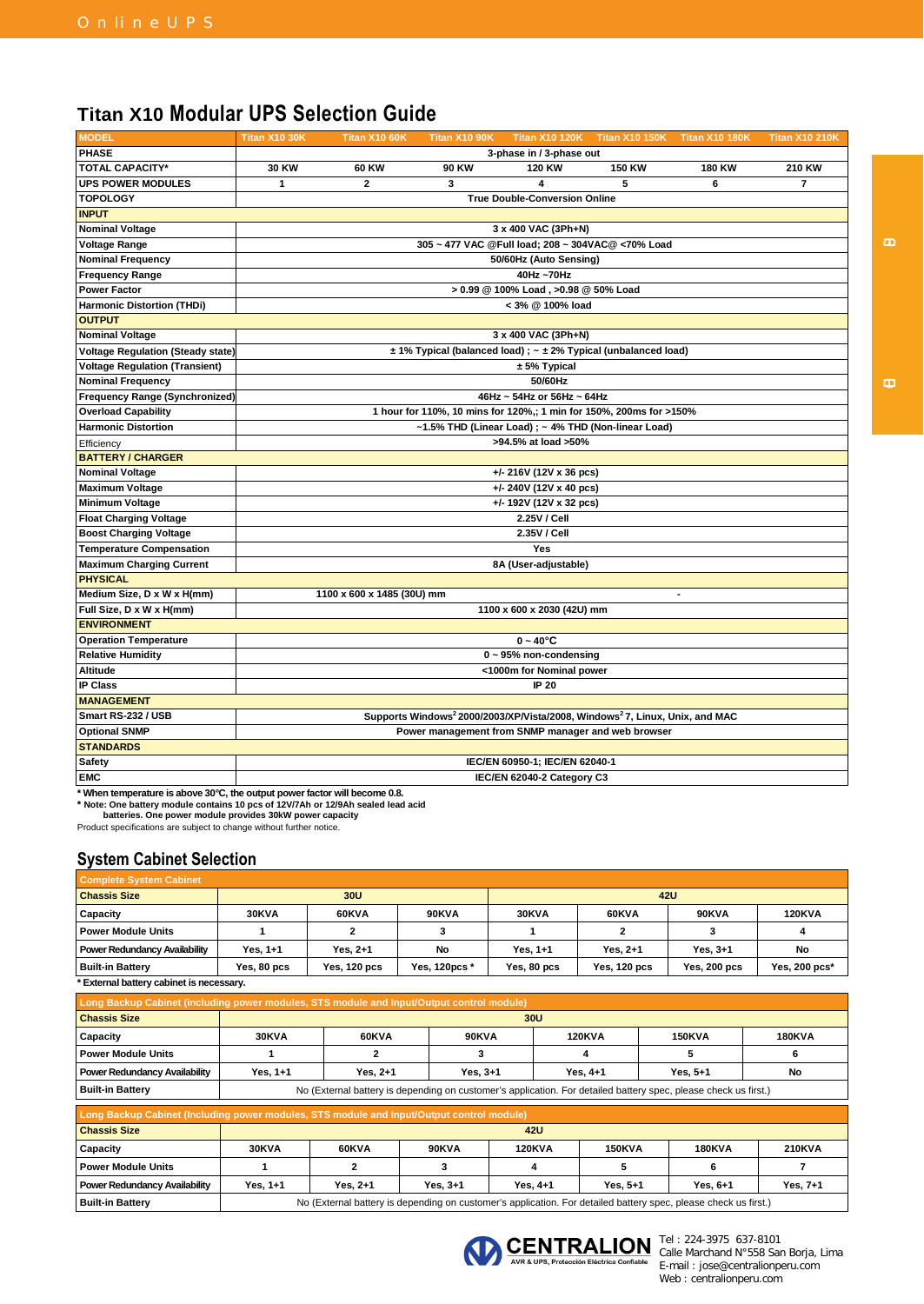# Titan X10 Modular UPS Selection Guide

| MODEL | Titan X10 30K | Titan X10 60K | Titan X10 90K | Titan X10 120K | Titan X10 150K | Titan X10 180K | Titan X10 210K |
|---|---|---|---|---|---|---|---|
| PHASE | 3-phase in / 3-phase out | | | | | | |
| TOTAL CAPACITY* | 30 KW | 60 KW | 90 KW | 120 KW | 150 KW | 180 KW | 210 KW |
| UPS POWER MODULES | 1 | 2 | 3 | 4 | 5 | 6 | 7 |
| TOPOLOGY | True Double-Conversion Online | | | | | | |
| **INPUT** | | | | | | | |
| Nominal Voltage | 3 x 400 VAC (3Ph+N) | | | | | | |
| Voltage Range | 305 ~ 477 VAC @Full load; 208 ~ 304VAC@ <70% Load | | | | | | |
| Nominal Frequency | 50/60Hz (Auto Sensing) | | | | | | |
| Frequency Range | 40Hz ~70Hz | | | | | | |
| Power Factor | > 0.99 @ 100% Load , >0.98 @ 50% Load | | | | | | |
| Harmonic Distortion (THDi) | < 3% @ 100% load | | | | | | |
| **OUTPUT** | | | | | | | |
| Nominal Voltage | 3 x 400 VAC (3Ph+N) | | | | | | |
| Voltage Regulation (Steady state) | ± 1% Typical (balanced load) ; ~ ± 2% Typical (unbalanced load) | | | | | | |
| Voltage Regulation (Transient) | ± 5% Typical | | | | | | |
| Nominal Frequency | 50/60Hz | | | | | | |
| Frequency Range (Synchronized) | 46Hz ~ 54Hz or 56Hz ~ 64Hz | | | | | | |
| Overload Capability | 1 hour for 110%, 10 mins for 120%,; 1 min for 150%, 200ms for >150% | | | | | | |
| Harmonic Distortion | ~1.5% THD (Linear Load) ; ~ 4% THD (Non-linear Load) | | | | | | |
| Efficiency | >94.5% at load >50% | | | | | | |
| **BATTERY / CHARGER** | | | | | | | |
| Nominal Voltage | +/- 216V (12V x 36 pcs) | | | | | | |
| Maximum Voltage | +/- 240V (12V x 40 pcs) | | | | | | |
| Minimum Voltage | +/- 192V (12V x 32 pcs) | | | | | | |
| Float Charging Voltage | 2.25V / Cell | | | | | | |
| Boost Charging Voltage | 2.35V / Cell | | | | | | |
| Temperature Compensation | Yes | | | | | | |
| Maximum Charging Current | 8A (User-adjustable) | | | | | | |
| **PHYSICAL** | | | | | | | |
| Medium Size, D x W x H(mm) | 1100 x 600 x 1485 (30U) mm | | | - | | | |
| Full Size, D x W x H(mm) | 1100 x 600 x 2030 (42U) mm | | | | | | |
| **ENVIRONMENT** | | | | | | | |
| Operation Temperature | 0 ~ 40°C | | | | | | |
| Relative Humidity | 0 ~ 95% non-condensing | | | | | | |
| Altitude | <1000m for Nominal power | | | | | | |
| IP Class | IP 20 | | | | | | |
| **MANAGEMENT** | | | | | | | |
| Smart RS-232 / USB | Supports Windows² 2000/2003/XP/Vista/2008, Windows² 7, Linux, Unix, and MAC | | | | | | |
| Optional SNMP | Power management from SNMP manager and web browser | | | | | | |
| **STANDARDS** | | | | | | | |
| Safety | IEC/EN 60950-1; IEC/EN 62040-1 | | | | | | |
| EMC | IEC/EN 62040-2 Category C3 | | | | | | |

\* When temperature is above 30°C, the output power factor will become 0.8.

\* Note: One battery module contains 10 pcs of 12V/7Ah or 12/9Ah sealed lead acid batteries. One power module provides 30kW power capacity

Product specifications are subject to change without further notice.

## System Cabinet Selection

| Complete System Cabinet | | | | | | | |
|---|---|---|---|---|---|---|---|
| Chassis Size | 30U | | | 42U | | | |
| Capacity | 30KVA | 60KVA | 90KVA | 30KVA | 60KVA | 90KVA | 120KVA |
| Power Module Units | 1 | 2 | 3 | 1 | 2 | 3 | 4 |
| Power Redundancy Availability | Yes, 1+1 | Yes, 2+1 | No | Yes, 1+1 | Yes, 2+1 | Yes, 3+1 | No |
| Built-in Battery | Yes, 80 pcs | Yes, 120 pcs | Yes, 120pcs * | Yes, 80 pcs | Yes, 120 pcs | Yes, 200 pcs | Yes, 200 pcs* |

\* External battery cabinet is necessary.

| Long Backup Cabinet (including power modules, STS module and Input/Output control module) | | | | | | |
|---|---|---|---|---|---|---|
| Chassis Size | 30U | | | | | |
| Capacity | 30KVA | 60KVA | 90KVA | 120KVA | 150KVA | 180KVA |
| Power Module Units | 1 | 2 | 3 | 4 | 5 | 6 |
| Power Redundancy Availability | Yes, 1+1 | Yes, 2+1 | Yes, 3+1 | Yes, 4+1 | Yes, 5+1 | No |
| Built-in Battery | No (External battery is depending on customer's application. For detailed battery spec, please check us first.) | | | | | |

| Long Backup Cabinet (Including power modules, STS module and Input/Output control module) | | | | | | | |
|---|---|---|---|---|---|---|---|
| Chassis Size | 42U | | | | | | |
| Capacity | 30KVA | 60KVA | 90KVA | 120KVA | 150KVA | 180KVA | 210KVA |
| Power Module Units | 1 | 2 | 3 | 4 | 5 | 6 | 7 |
| Power Redundancy Availability | Yes, 1+1 | Yes, 2+1 | Yes, 3+1 | Yes, 4+1 | Yes, 5+1 | Yes, 6+1 | Yes, 7+1 |
| Built-in Battery | No (External battery is depending on customer's application. For detailed battery spec, please check us first.) | | | | | | |

CENTRALION
AVR & UPS, Protección Eléctrica Confiable

Tel : 224-3975 637-8101
Calle Marchand N°558 San Borja, Lima
E-mail : jose@centralionperu.com
Web : centralionperu.com